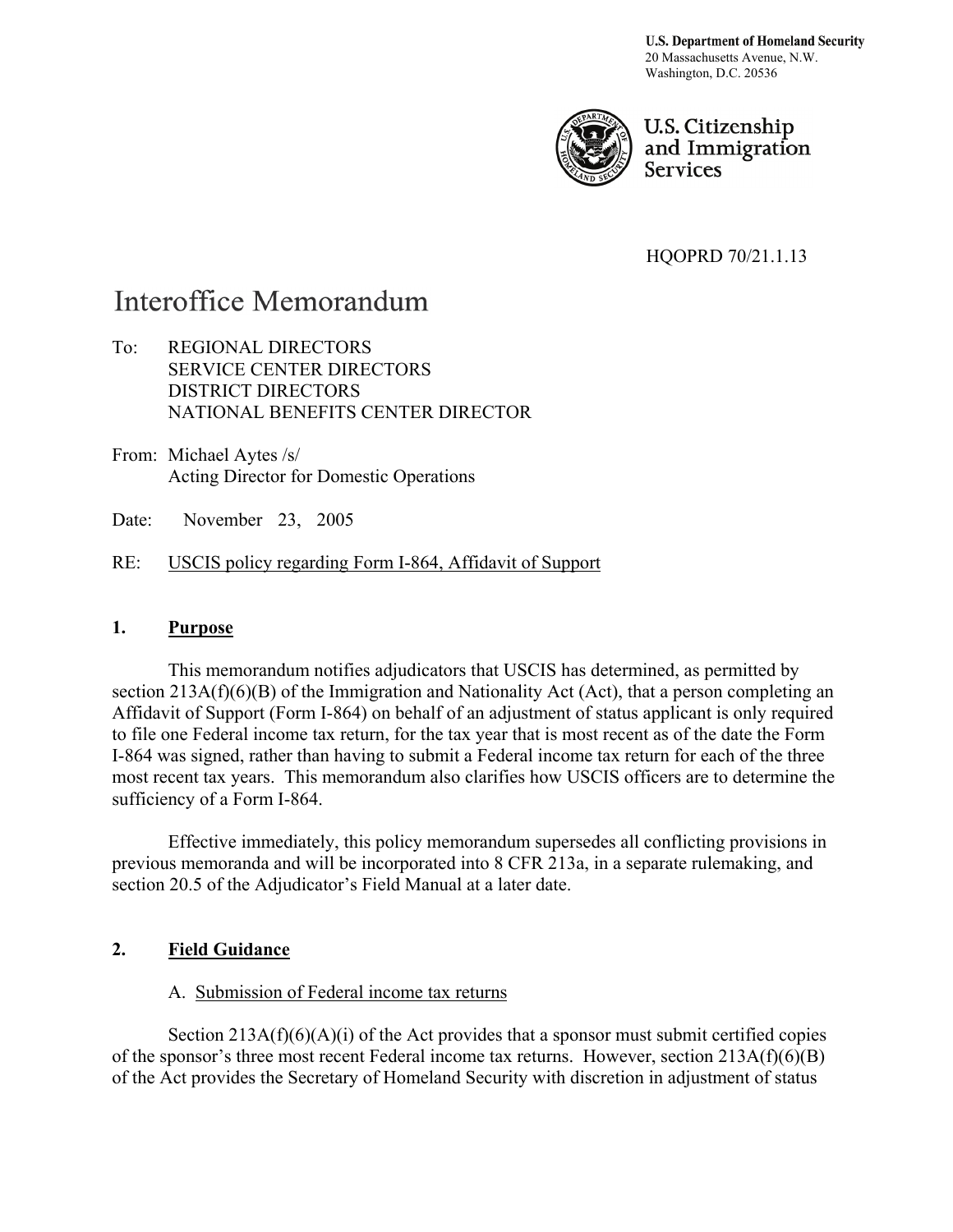**U.S. Department of Homeland Security**
20 Massachusetts Avenue, N.W.
Washington, D.C. 20536

U.S. Citizenship and Immigration Services

HQOPRD 70/21.1.13

# Interoffice Memorandum

To: REGIONAL DIRECTORS
SERVICE CENTER DIRECTORS
DISTRICT DIRECTORS
NATIONAL BENEFITS CENTER DIRECTOR

From: Michael Aytes /s/
Acting Director for Domestic Operations

Date: November 23, 2005

RE: USCIS policy regarding Form I-864, Affidavit of Support

## 1. Purpose

This memorandum notifies adjudicators that USCIS has determined, as permitted by section 213A(f)(6)(B) of the Immigration and Nationality Act (Act), that a person completing an Affidavit of Support (Form I-864) on behalf of an adjustment of status applicant is only required to file one Federal income tax return, for the tax year that is most recent as of the date the Form I-864 was signed, rather than having to submit a Federal income tax return for each of the three most recent tax years. This memorandum also clarifies how USCIS officers are to determine the sufficiency of a Form I-864.

Effective immediately, this policy memorandum supersedes all conflicting provisions in previous memoranda and will be incorporated into 8 CFR 213a, in a separate rulemaking, and section 20.5 of the Adjudicator's Field Manual at a later date.

## 2. Field Guidance

### A. Submission of Federal income tax returns

Section 213A(f)(6)(A)(i) of the Act provides that a sponsor must submit certified copies of the sponsor's three most recent Federal income tax returns. However, section 213A(f)(6)(B) of the Act provides the Secretary of Homeland Security with discretion in adjustment of status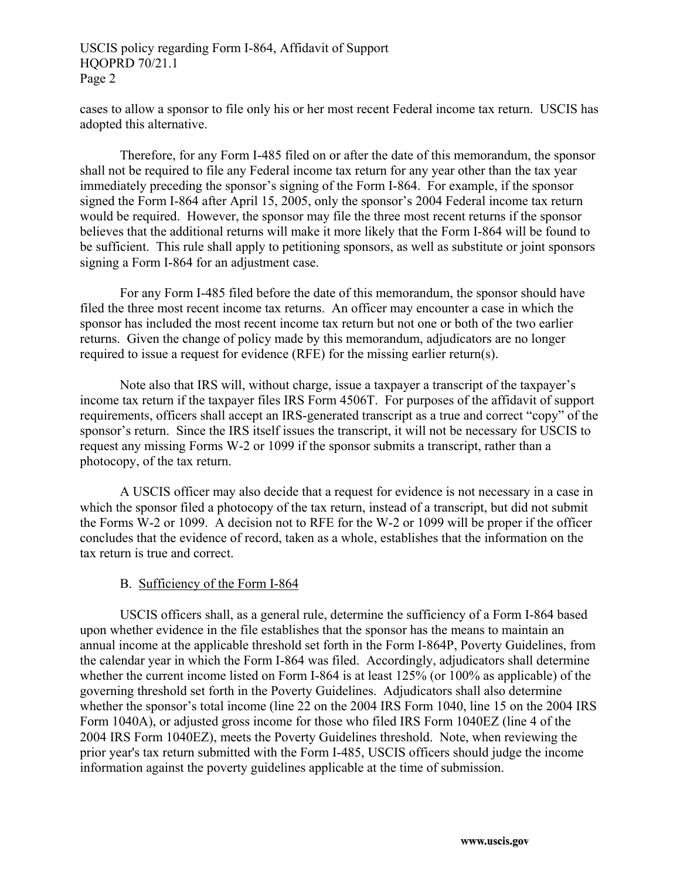cases to allow a sponsor to file only his or her most recent Federal income tax return. USCIS has adopted this alternative.

Therefore, for any Form I-485 filed on or after the date of this memorandum, the sponsor shall not be required to file any Federal income tax return for any year other than the tax year immediately preceding the sponsor's signing of the Form I-864. For example, if the sponsor signed the Form I-864 after April 15, 2005, only the sponsor's 2004 Federal income tax return would be required. However, the sponsor may file the three most recent returns if the sponsor believes that the additional returns will make it more likely that the Form I-864 will be found to be sufficient. This rule shall apply to petitioning sponsors, as well as substitute or joint sponsors signing a Form I-864 for an adjustment case.

For any Form I-485 filed before the date of this memorandum, the sponsor should have filed the three most recent income tax returns. An officer may encounter a case in which the sponsor has included the most recent income tax return but not one or both of the two earlier returns. Given the change of policy made by this memorandum, adjudicators are no longer required to issue a request for evidence (RFE) for the missing earlier return(s).

Note also that IRS will, without charge, issue a taxpayer a transcript of the taxpayer's income tax return if the taxpayer files IRS Form 4506T. For purposes of the affidavit of support requirements, officers shall accept an IRS-generated transcript as a true and correct "copy" of the sponsor's return. Since the IRS itself issues the transcript, it will not be necessary for USCIS to request any missing Forms W-2 or 1099 if the sponsor submits a transcript, rather than a photocopy, of the tax return.

A USCIS officer may also decide that a request for evidence is not necessary in a case in which the sponsor filed a photocopy of the tax return, instead of a transcript, but did not submit the Forms W-2 or 1099. A decision not to RFE for the W-2 or 1099 will be proper if the officer concludes that the evidence of record, taken as a whole, establishes that the information on the tax return is true and correct.

B. Sufficiency of the Form I-864

USCIS officers shall, as a general rule, determine the sufficiency of a Form I-864 based upon whether evidence in the file establishes that the sponsor has the means to maintain an annual income at the applicable threshold set forth in the Form I-864P, Poverty Guidelines, from the calendar year in which the Form I-864 was filed. Accordingly, adjudicators shall determine whether the current income listed on Form I-864 is at least 125% (or 100% as applicable) of the governing threshold set forth in the Poverty Guidelines. Adjudicators shall also determine whether the sponsor's total income (line 22 on the 2004 IRS Form 1040, line 15 on the 2004 IRS Form 1040A), or adjusted gross income for those who filed IRS Form 1040EZ (line 4 of the 2004 IRS Form 1040EZ), meets the Poverty Guidelines threshold. Note, when reviewing the prior year's tax return submitted with the Form I-485, USCIS officers should judge the income information against the poverty guidelines applicable at the time of submission.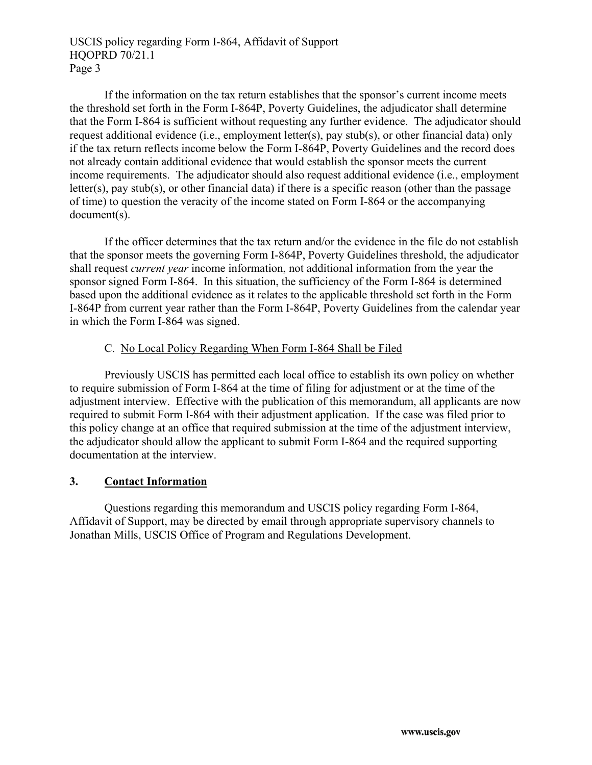If the information on the tax return establishes that the sponsor's current income meets the threshold set forth in the Form I-864P, Poverty Guidelines, the adjudicator shall determine that the Form I-864 is sufficient without requesting any further evidence. The adjudicator should request additional evidence (i.e., employment letter(s), pay stub(s), or other financial data) only if the tax return reflects income below the Form I-864P, Poverty Guidelines and the record does not already contain additional evidence that would establish the sponsor meets the current income requirements. The adjudicator should also request additional evidence (i.e., employment letter(s), pay stub(s), or other financial data) if there is a specific reason (other than the passage of time) to question the veracity of the income stated on Form I-864 or the accompanying document(s).

If the officer determines that the tax return and/or the evidence in the file do not establish that the sponsor meets the governing Form I-864P, Poverty Guidelines threshold, the adjudicator shall request *current year* income information, not additional information from the year the sponsor signed Form I-864. In this situation, the sufficiency of the Form I-864 is determined based upon the additional evidence as it relates to the applicable threshold set forth in the Form I-864P from current year rather than the Form I-864P, Poverty Guidelines from the calendar year in which the Form I-864 was signed.

C. <u>No Local Policy Regarding When Form I-864 Shall be Filed</u>

Previously USCIS has permitted each local office to establish its own policy on whether to require submission of Form I-864 at the time of filing for adjustment or at the time of the adjustment interview. Effective with the publication of this memorandum, all applicants are now required to submit Form I-864 with their adjustment application. If the case was filed prior to this policy change at an office that required submission at the time of the adjustment interview, the adjudicator should allow the applicant to submit Form I-864 and the required supporting documentation at the interview.

## 3. Contact Information

Questions regarding this memorandum and USCIS policy regarding Form I-864, Affidavit of Support, may be directed by email through appropriate supervisory channels to Jonathan Mills, USCIS Office of Program and Regulations Development.